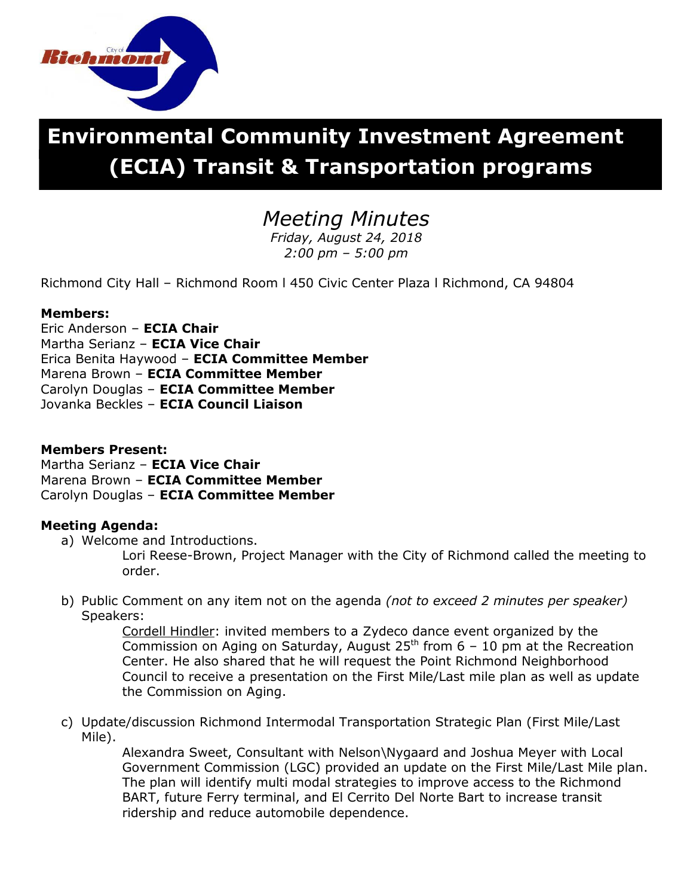# Environmental Community Investment Agreement (ECIA) Transit & Transportation programs

## *Meeting Minutes*

*Friday, August 24, 2018*
*2:00 pm – 5:00 pm*

Richmond City Hall – Richmond Room l 450 Civic Center Plaza l Richmond, CA 94804

**Members:**
Eric Anderson – **ECIA Chair**
Martha Serianz – **ECIA Vice Chair**
Erica Benita Haywood – **ECIA Committee Member**
Marena Brown – **ECIA Committee Member**
Carolyn Douglas – **ECIA Committee Member**
Jovanka Beckles – **ECIA Council Liaison**

**Members Present:**
Martha Serianz – **ECIA Vice Chair**
Marena Brown – **ECIA Committee Member**
Carolyn Douglas – **ECIA Committee Member**

**Meeting Agenda:**

a) Welcome and Introductions.

Lori Reese-Brown, Project Manager with the City of Richmond called the meeting to order.

b) Public Comment on any item not on the agenda *(not to exceed 2 minutes per speaker)*
Speakers:

Cordell Hindler: invited members to a Zydeco dance event organized by the Commission on Aging on Saturday, August 25th from 6 – 10 pm at the Recreation Center. He also shared that he will request the Point Richmond Neighborhood Council to receive a presentation on the First Mile/Last mile plan as well as update the Commission on Aging.

c) Update/discussion Richmond Intermodal Transportation Strategic Plan (First Mile/Last Mile).

Alexandra Sweet, Consultant with Nelson\Nygaard and Joshua Meyer with Local Government Commission (LGC) provided an update on the First Mile/Last Mile plan. The plan will identify multi modal strategies to improve access to the Richmond BART, future Ferry terminal, and El Cerrito Del Norte Bart to increase transit ridership and reduce automobile dependence.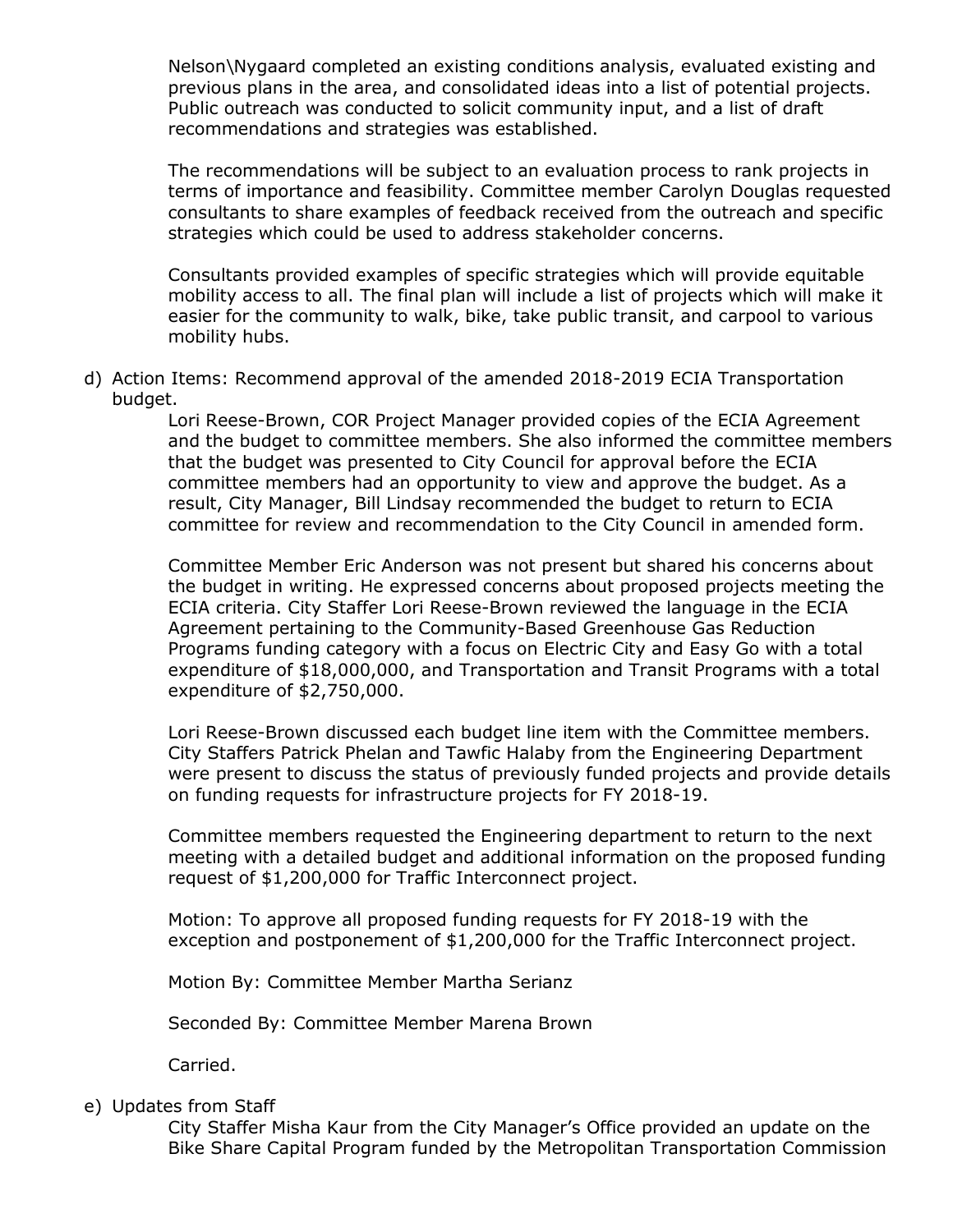Nelson\Nygaard completed an existing conditions analysis, evaluated existing and previous plans in the area, and consolidated ideas into a list of potential projects. Public outreach was conducted to solicit community input, and a list of draft recommendations and strategies was established.

The recommendations will be subject to an evaluation process to rank projects in terms of importance and feasibility. Committee member Carolyn Douglas requested consultants to share examples of feedback received from the outreach and specific strategies which could be used to address stakeholder concerns.

Consultants provided examples of specific strategies which will provide equitable mobility access to all. The final plan will include a list of projects which will make it easier for the community to walk, bike, take public transit, and carpool to various mobility hubs.

d) Action Items: Recommend approval of the amended 2018-2019 ECIA Transportation budget.

Lori Reese-Brown, COR Project Manager provided copies of the ECIA Agreement and the budget to committee members. She also informed the committee members that the budget was presented to City Council for approval before the ECIA committee members had an opportunity to view and approve the budget. As a result, City Manager, Bill Lindsay recommended the budget to return to ECIA committee for review and recommendation to the City Council in amended form.

Committee Member Eric Anderson was not present but shared his concerns about the budget in writing. He expressed concerns about proposed projects meeting the ECIA criteria. City Staffer Lori Reese-Brown reviewed the language in the ECIA Agreement pertaining to the Community-Based Greenhouse Gas Reduction Programs funding category with a focus on Electric City and Easy Go with a total expenditure of $18,000,000, and Transportation and Transit Programs with a total expenditure of $2,750,000.

Lori Reese-Brown discussed each budget line item with the Committee members. City Staffers Patrick Phelan and Tawfic Halaby from the Engineering Department were present to discuss the status of previously funded projects and provide details on funding requests for infrastructure projects for FY 2018-19.

Committee members requested the Engineering department to return to the next meeting with a detailed budget and additional information on the proposed funding request of $1,200,000 for Traffic Interconnect project.

Motion: To approve all proposed funding requests for FY 2018-19 with the exception and postponement of $1,200,000 for the Traffic Interconnect project.

Motion By: Committee Member Martha Serianz

Seconded By: Committee Member Marena Brown

Carried.

e) Updates from Staff

City Staffer Misha Kaur from the City Manager's Office provided an update on the Bike Share Capital Program funded by the Metropolitan Transportation Commission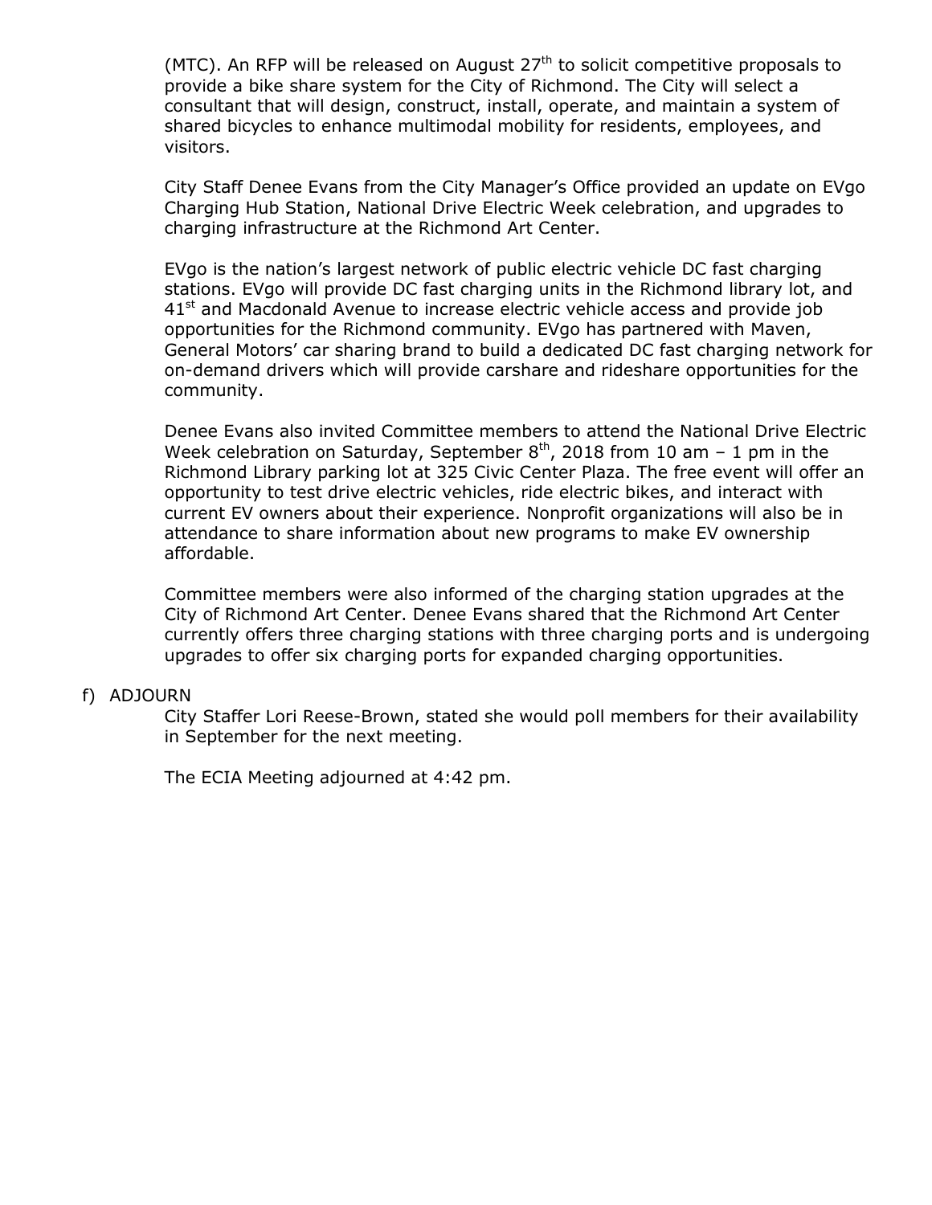(MTC). An RFP will be released on August 27th to solicit competitive proposals to provide a bike share system for the City of Richmond. The City will select a consultant that will design, construct, install, operate, and maintain a system of shared bicycles to enhance multimodal mobility for residents, employees, and visitors.

City Staff Denee Evans from the City Manager's Office provided an update on EVgo Charging Hub Station, National Drive Electric Week celebration, and upgrades to charging infrastructure at the Richmond Art Center.

EVgo is the nation's largest network of public electric vehicle DC fast charging stations. EVgo will provide DC fast charging units in the Richmond library lot, and 41st and Macdonald Avenue to increase electric vehicle access and provide job opportunities for the Richmond community. EVgo has partnered with Maven, General Motors' car sharing brand to build a dedicated DC fast charging network for on-demand drivers which will provide carshare and rideshare opportunities for the community.

Denee Evans also invited Committee members to attend the National Drive Electric Week celebration on Saturday, September 8th, 2018 from 10 am – 1 pm in the Richmond Library parking lot at 325 Civic Center Plaza. The free event will offer an opportunity to test drive electric vehicles, ride electric bikes, and interact with current EV owners about their experience. Nonprofit organizations will also be in attendance to share information about new programs to make EV ownership affordable.

Committee members were also informed of the charging station upgrades at the City of Richmond Art Center. Denee Evans shared that the Richmond Art Center currently offers three charging stations with three charging ports and is undergoing upgrades to offer six charging ports for expanded charging opportunities.

f) ADJOURN

City Staffer Lori Reese-Brown, stated she would poll members for their availability in September for the next meeting.

The ECIA Meeting adjourned at 4:42 pm.